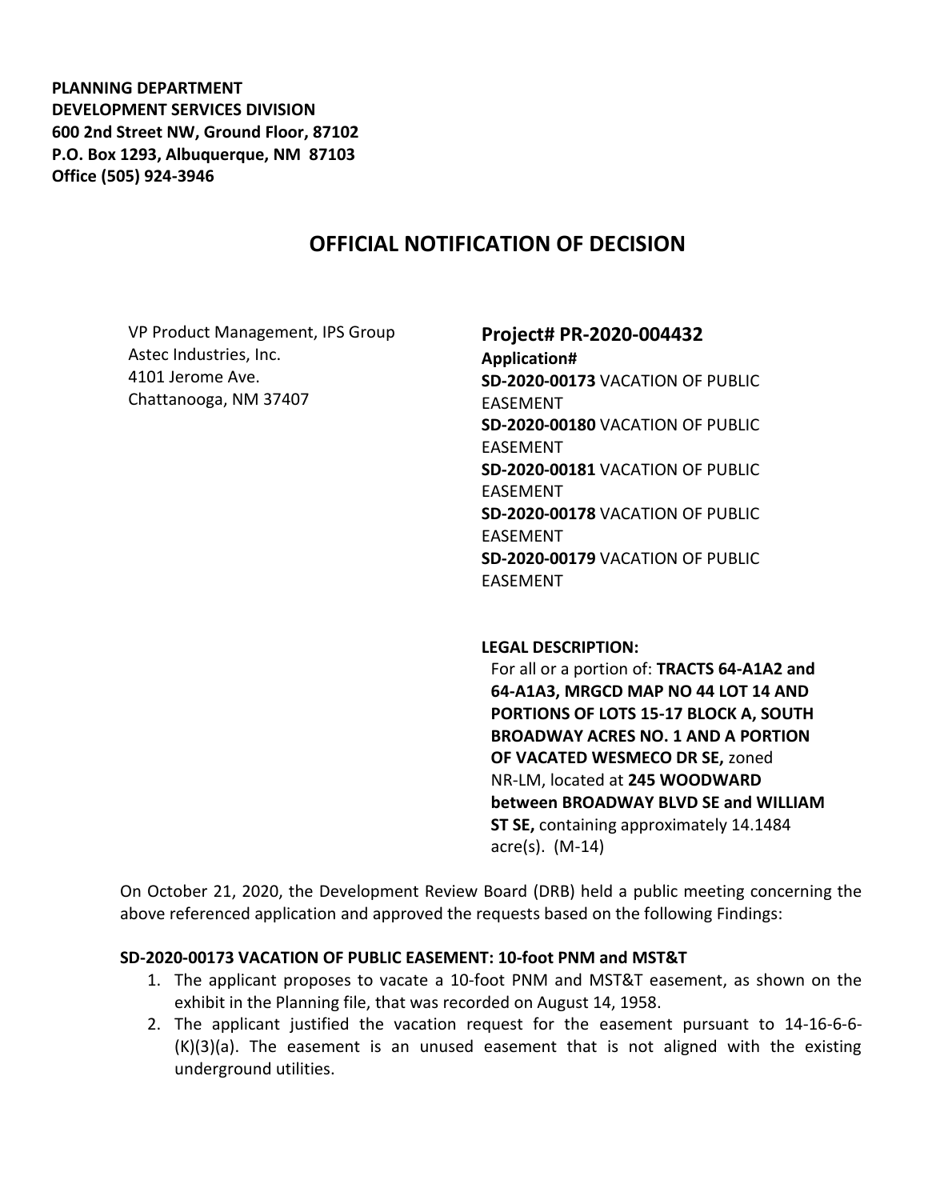**PLANNING DEPARTMENT**
**DEVELOPMENT SERVICES DIVISION**
**600 2nd Street NW, Ground Floor, 87102**
**P.O. Box 1293, Albuquerque, NM 87103**
**Office (505) 924-3946**

# OFFICIAL NOTIFICATION OF DECISION

VP Product Management, IPS Group
Astec Industries, Inc.
4101 Jerome Ave.
Chattanooga, NM 37407

**Project# PR-2020-004432**
**Application#**
**SD-2020-00173** VACATION OF PUBLIC EASEMENT
**SD-2020-00180** VACATION OF PUBLIC EASEMENT
**SD-2020-00181** VACATION OF PUBLIC EASEMENT
**SD-2020-00178** VACATION OF PUBLIC EASEMENT
**SD-2020-00179** VACATION OF PUBLIC EASEMENT

**LEGAL DESCRIPTION:**
For all or a portion of: **TRACTS 64-A1A2 and 64-A1A3, MRGCD MAP NO 44 LOT 14 AND PORTIONS OF LOTS 15-17 BLOCK A, SOUTH BROADWAY ACRES NO. 1 AND A PORTION OF VACATED WESMECO DR SE,** zoned NR-LM, located at **245 WOODWARD between BROADWAY BLVD SE and WILLIAM ST SE,** containing approximately 14.1484 acre(s). (M-14)

On October 21, 2020, the Development Review Board (DRB) held a public meeting concerning the above referenced application and approved the requests based on the following Findings:

**SD-2020-00173 VACATION OF PUBLIC EASEMENT: 10-foot PNM and MST&T**

1. The applicant proposes to vacate a 10-foot PNM and MST&T easement, as shown on the exhibit in the Planning file, that was recorded on August 14, 1958.
2. The applicant justified the vacation request for the easement pursuant to 14-16-6-6-(K)(3)(a). The easement is an unused easement that is not aligned with the existing underground utilities.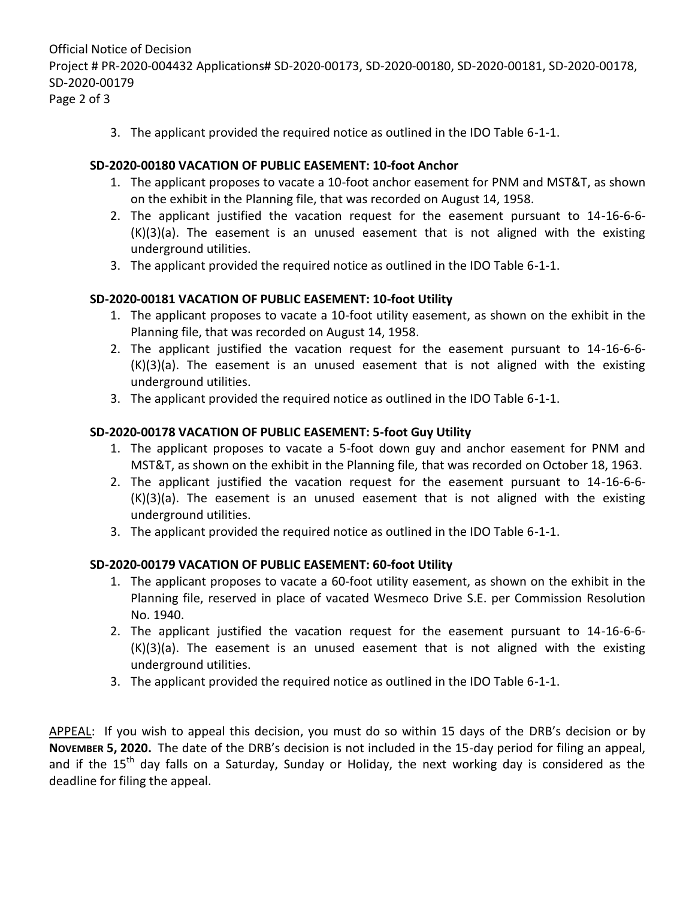3. The applicant provided the required notice as outlined in the IDO Table 6-1-1.

**SD-2020-00180 VACATION OF PUBLIC EASEMENT: 10-foot Anchor**

1. The applicant proposes to vacate a 10-foot anchor easement for PNM and MST&T, as shown on the exhibit in the Planning file, that was recorded on August 14, 1958.
2. The applicant justified the vacation request for the easement pursuant to 14-16-6-6-(K)(3)(a). The easement is an unused easement that is not aligned with the existing underground utilities.
3. The applicant provided the required notice as outlined in the IDO Table 6-1-1.

**SD-2020-00181 VACATION OF PUBLIC EASEMENT: 10-foot Utility**

1. The applicant proposes to vacate a 10-foot utility easement, as shown on the exhibit in the Planning file, that was recorded on August 14, 1958.
2. The applicant justified the vacation request for the easement pursuant to 14-16-6-6-(K)(3)(a). The easement is an unused easement that is not aligned with the existing underground utilities.
3. The applicant provided the required notice as outlined in the IDO Table 6-1-1.

**SD-2020-00178 VACATION OF PUBLIC EASEMENT: 5-foot Guy Utility**

1. The applicant proposes to vacate a 5-foot down guy and anchor easement for PNM and MST&T, as shown on the exhibit in the Planning file, that was recorded on October 18, 1963.
2. The applicant justified the vacation request for the easement pursuant to 14-16-6-6-(K)(3)(a). The easement is an unused easement that is not aligned with the existing underground utilities.
3. The applicant provided the required notice as outlined in the IDO Table 6-1-1.

**SD-2020-00179 VACATION OF PUBLIC EASEMENT: 60-foot Utility**

1. The applicant proposes to vacate a 60-foot utility easement, as shown on the exhibit in the Planning file, reserved in place of vacated Wesmeco Drive S.E. per Commission Resolution No. 1940.
2. The applicant justified the vacation request for the easement pursuant to 14-16-6-6-(K)(3)(a). The easement is an unused easement that is not aligned with the existing underground utilities.
3. The applicant provided the required notice as outlined in the IDO Table 6-1-1.

APPEAL: If you wish to appeal this decision, you must do so within 15 days of the DRB's decision or by **NOVEMBER 5, 2020.** The date of the DRB's decision is not included in the 15-day period for filing an appeal, and if the 15th day falls on a Saturday, Sunday or Holiday, the next working day is considered as the deadline for filing the appeal.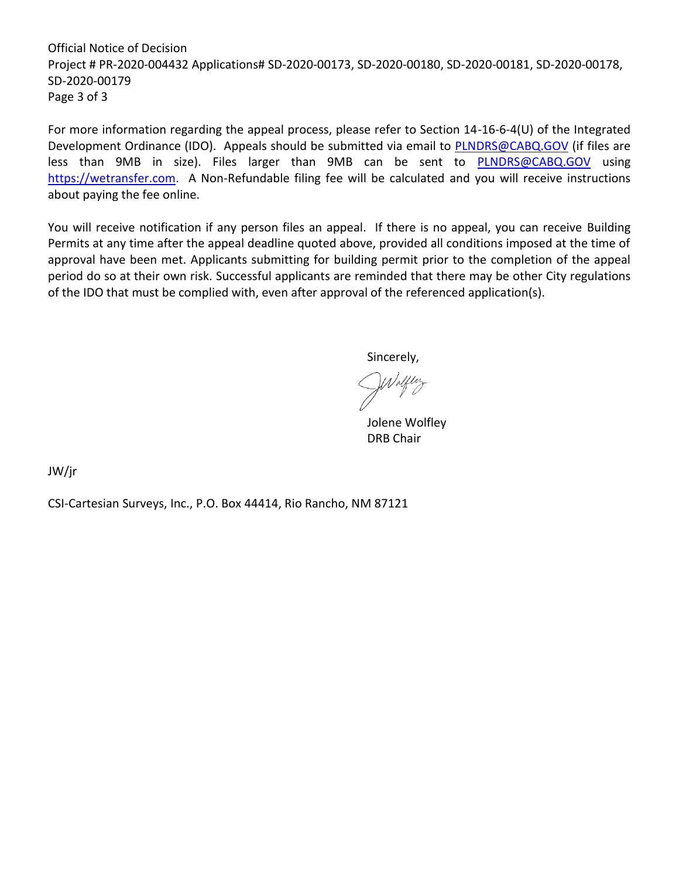For more information regarding the appeal process, please refer to Section 14-16-6-4(U) of the Integrated Development Ordinance (IDO). Appeals should be submitted via email to PLNDRS@CABQ.GOV (if files are less than 9MB in size). Files larger than 9MB can be sent to PLNDRS@CABQ.GOV using https://wetransfer.com. A Non-Refundable filing fee will be calculated and you will receive instructions about paying the fee online.

You will receive notification if any person files an appeal. If there is no appeal, you can receive Building Permits at any time after the appeal deadline quoted above, provided all conditions imposed at the time of approval have been met. Applicants submitting for building permit prior to the completion of the appeal period do so at their own risk. Successful applicants are reminded that there may be other City regulations of the IDO that must be complied with, even after approval of the referenced application(s).

Sincerely,

Jolene Wolfley
DRB Chair

JW/jr

CSI-Cartesian Surveys, Inc., P.O. Box 44414, Rio Rancho, NM 87121